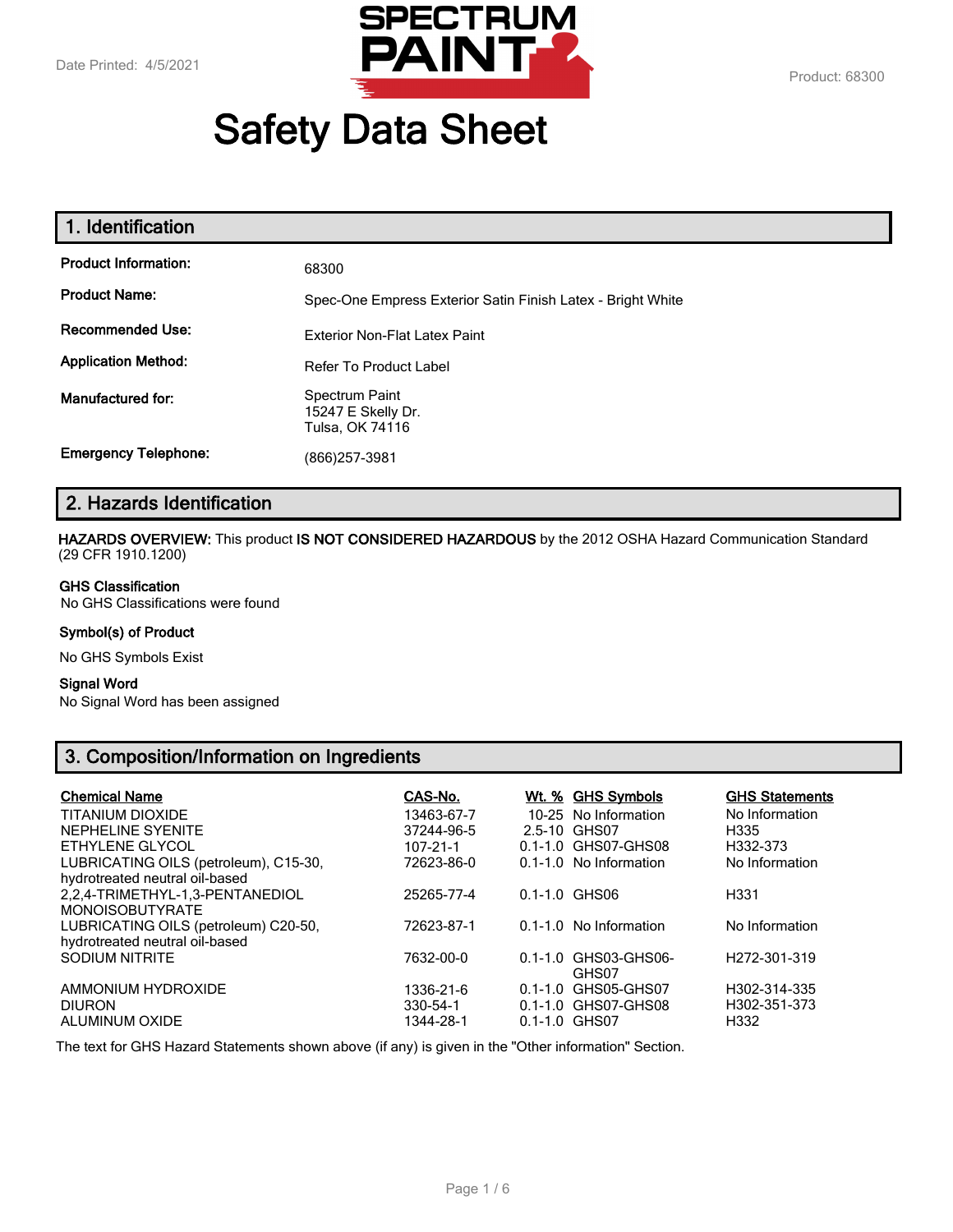Date Printed: 4/5/2021

Product: 68300

# Safety Data Sheet

## 1. Identification

| | |
|---|---|
| **Product Information:** | 68300 |
| **Product Name:** | Spec-One Empress Exterior Satin Finish Latex - Bright White |
| **Recommended Use:** | Exterior Non-Flat Latex Paint |
| **Application Method:** | Refer To Product Label |
| **Manufactured for:** | Spectrum Paint<br>15247 E Skelly Dr.<br>Tulsa, OK 74116 |
| **Emergency Telephone:** | (866)257-3981 |

## 2. Hazards Identification

**HAZARDS OVERVIEW:** This product **IS NOT CONSIDERED HAZARDOUS** by the 2012 OSHA Hazard Communication Standard (29 CFR 1910.1200)

### GHS Classification

No GHS Classifications were found

### Symbol(s) of Product

No GHS Symbols Exist

### Signal Word

No Signal Word has been assigned

## 3. Composition/Information on Ingredients

| Chemical Name | CAS-No. | Wt. % | GHS Symbols | GHS Statements |
|---|---|---|---|---|
| TITANIUM DIOXIDE | 13463-67-7 | 10-25 | No Information | No Information |
| NEPHELINE SYENITE | 37244-96-5 | 2.5-10 | GHS07 | H335 |
| ETHYLENE GLYCOL | 107-21-1 | 0.1-1.0 | GHS07-GHS08 | H332-373 |
| LUBRICATING OILS (petroleum), C15-30, hydrotreated neutral oil-based | 72623-86-0 | 0.1-1.0 | No Information | No Information |
| 2,2,4-TRIMETHYL-1,3-PENTANEDIOL MONOISOBUTYRATE | 25265-77-4 | 0.1-1.0 | GHS06 | H331 |
| LUBRICATING OILS (petroleum) C20-50, hydrotreated neutral oil-based | 72623-87-1 | 0.1-1.0 | No Information | No Information |
| SODIUM NITRITE | 7632-00-0 | 0.1-1.0 | GHS03-GHS06-GHS07 | H272-301-319 |
| AMMONIUM HYDROXIDE | 1336-21-6 | 0.1-1.0 | GHS05-GHS07 | H302-314-335 |
| DIURON | 330-54-1 | 0.1-1.0 | GHS07-GHS08 | H302-351-373 |
| ALUMINUM OXIDE | 1344-28-1 | 0.1-1.0 | GHS07 | H332 |

The text for GHS Hazard Statements shown above (if any) is given in the "Other information" Section.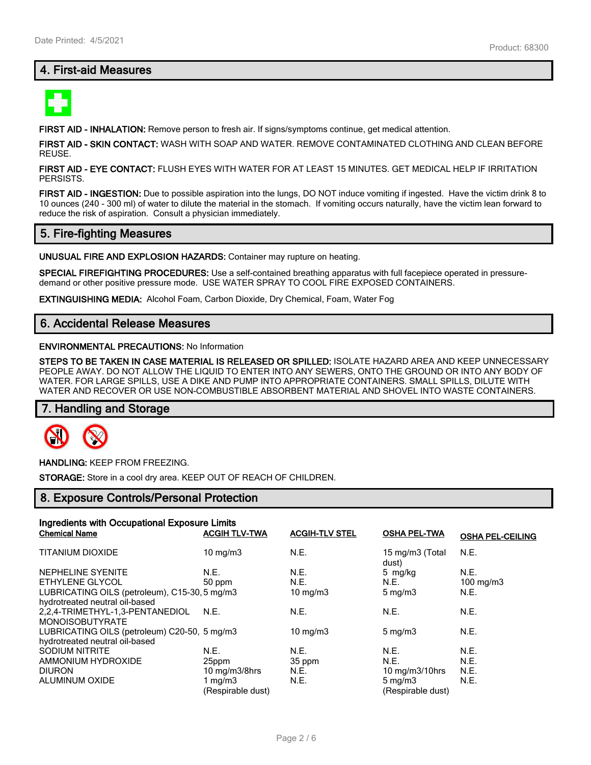## 4. First-aid Measures

**FIRST AID - INHALATION:** Remove person to fresh air. If signs/symptoms continue, get medical attention.

**FIRST AID - SKIN CONTACT:** WASH WITH SOAP AND WATER. REMOVE CONTAMINATED CLOTHING AND CLEAN BEFORE REUSE.

**FIRST AID - EYE CONTACT:** FLUSH EYES WITH WATER FOR AT LEAST 15 MINUTES. GET MEDICAL HELP IF IRRITATION PERSISTS.

**FIRST AID - INGESTION:** Due to possible aspiration into the lungs, DO NOT induce vomiting if ingested. Have the victim drink 8 to 10 ounces (240 - 300 ml) of water to dilute the material in the stomach. If vomiting occurs naturally, have the victim lean forward to reduce the risk of aspiration. Consult a physician immediately.

## 5. Fire-fighting Measures

**UNUSUAL FIRE AND EXPLOSION HAZARDS:** Container may rupture on heating.

**SPECIAL FIREFIGHTING PROCEDURES:** Use a self-contained breathing apparatus with full facepiece operated in pressure-demand or other positive pressure mode. USE WATER SPRAY TO COOL FIRE EXPOSED CONTAINERS.

**EXTINGUISHING MEDIA:** Alcohol Foam, Carbon Dioxide, Dry Chemical, Foam, Water Fog

## 6. Accidental Release Measures

**ENVIRONMENTAL PRECAUTIONS:** No Information

**STEPS TO BE TAKEN IN CASE MATERIAL IS RELEASED OR SPILLED:** ISOLATE HAZARD AREA AND KEEP UNNECESSARY PEOPLE AWAY. DO NOT ALLOW THE LIQUID TO ENTER INTO ANY SEWERS, ONTO THE GROUND OR INTO ANY BODY OF WATER. FOR LARGE SPILLS, USE A DIKE AND PUMP INTO APPROPRIATE CONTAINERS. SMALL SPILLS, DILUTE WITH WATER AND RECOVER OR USE NON-COMBUSTIBLE ABSORBENT MATERIAL AND SHOVEL INTO WASTE CONTAINERS.

## 7. Handling and Storage

**HANDLING:** KEEP FROM FREEZING.

**STORAGE:** Store in a cool dry area. KEEP OUT OF REACH OF CHILDREN.

## 8. Exposure Controls/Personal Protection

**Ingredients with Occupational Exposure Limits**

| Chemical Name | ACGIH TLV-TWA | ACGIH-TLV STEL | OSHA PEL-TWA | OSHA PEL-CEILING |
|---|---|---|---|---|
| TITANIUM DIOXIDE | 10 mg/m3 | N.E. | 15 mg/m3 (Total dust) | N.E. |
| NEPHELINE SYENITE | N.E. | N.E. | 5 mg/kg | N.E. |
| ETHYLENE GLYCOL | 50 ppm | N.E. | N.E. | 100 mg/m3 |
| LUBRICATING OILS (petroleum), C15-30, hydrotreated neutral oil-based | 5 mg/m3 | 10 mg/m3 | 5 mg/m3 | N.E. |
| 2,2,4-TRIMETHYL-1,3-PENTANEDIOL MONOISOBUTYRATE | N.E. | N.E. | N.E. | N.E. |
| LUBRICATING OILS (petroleum) C20-50, hydrotreated neutral oil-based | 5 mg/m3 | 10 mg/m3 | 5 mg/m3 | N.E. |
| SODIUM NITRITE | N.E. | N.E. | N.E. | N.E. |
| AMMONIUM HYDROXIDE | 25ppm | 35 ppm | N.E. | N.E. |
| DIURON | 10 mg/m3/8hrs | N.E. | 10 mg/m3/10hrs | N.E. |
| ALUMINUM OXIDE | 1 mg/m3 (Respirable dust) | N.E. | 5 mg/m3 (Respirable dust) | N.E. |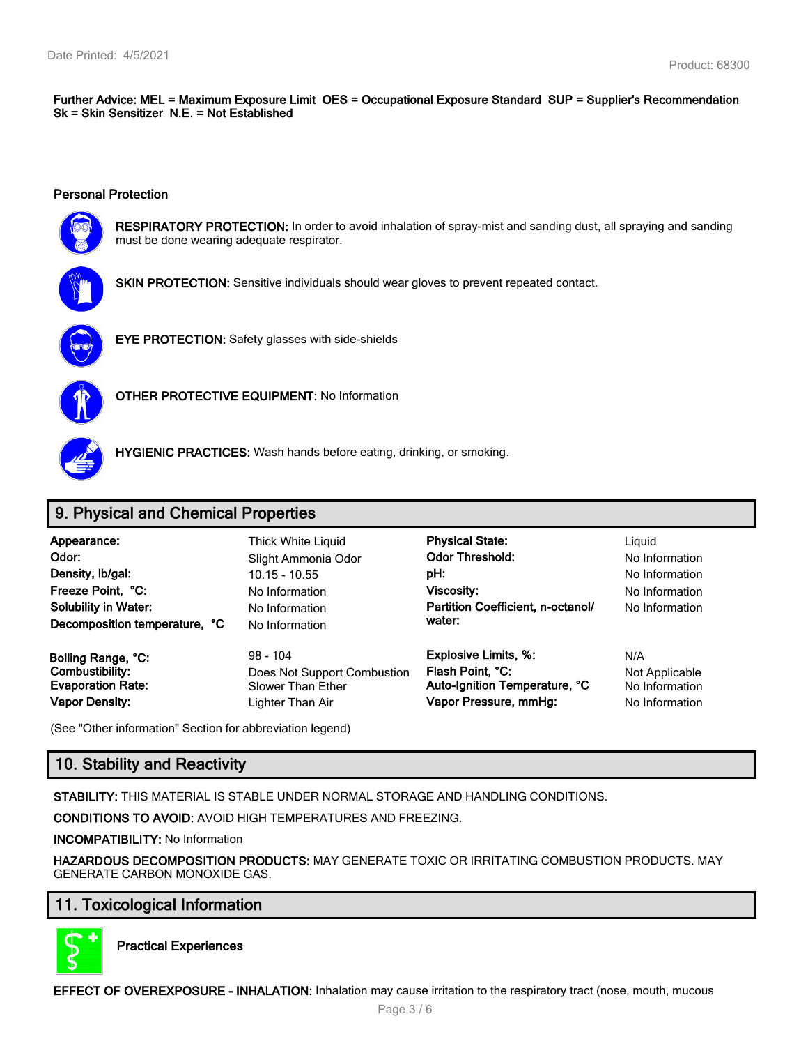**Further Advice: MEL = Maximum Exposure Limit OES = Occupational Exposure Standard SUP = Supplier's Recommendation Sk = Skin Sensitizer N.E. = Not Established**

**Personal Protection**

**RESPIRATORY PROTECTION:** In order to avoid inhalation of spray-mist and sanding dust, all spraying and sanding must be done wearing adequate respirator.

**SKIN PROTECTION:** Sensitive individuals should wear gloves to prevent repeated contact.

**EYE PROTECTION:** Safety glasses with side-shields

**OTHER PROTECTIVE EQUIPMENT:** No Information

**HYGIENIC PRACTICES:** Wash hands before eating, drinking, or smoking.

## 9. Physical and Chemical Properties

| | | | |
|---|---|---|---|
| **Appearance:** | Thick White Liquid | **Physical State:** | Liquid |
| **Odor:** | Slight Ammonia Odor | **Odor Threshold:** | No Information |
| **Density, lb/gal:** | 10.15 - 10.55 | **pH:** | No Information |
| **Freeze Point, °C:** | No Information | **Viscosity:** | No Information |
| **Solubility in Water:** | No Information | **Partition Coefficient, n-octanol/ water:** | No Information |
| **Decomposition temperature, °C** | No Information | | |
| **Boiling Range, °C:** | 98 - 104 | **Explosive Limits, %:** | N/A |
| **Combustibility:** | Does Not Support Combustion | **Flash Point, °C:** | Not Applicable |
| **Evaporation Rate:** | Slower Than Ether | **Auto-Ignition Temperature, °C** | No Information |
| **Vapor Density:** | Lighter Than Air | **Vapor Pressure, mmHg:** | No Information |

(See "Other information" Section for abbreviation legend)

## 10. Stability and Reactivity

**STABILITY:** THIS MATERIAL IS STABLE UNDER NORMAL STORAGE AND HANDLING CONDITIONS.

**CONDITIONS TO AVOID:** AVOID HIGH TEMPERATURES AND FREEZING.

**INCOMPATIBILITY:** No Information

**HAZARDOUS DECOMPOSITION PRODUCTS:** MAY GENERATE TOXIC OR IRRITATING COMBUSTION PRODUCTS. MAY GENERATE CARBON MONOXIDE GAS.

## 11. Toxicological Information

**Practical Experiences**

**EFFECT OF OVEREXPOSURE - INHALATION:** Inhalation may cause irritation to the respiratory tract (nose, mouth, mucous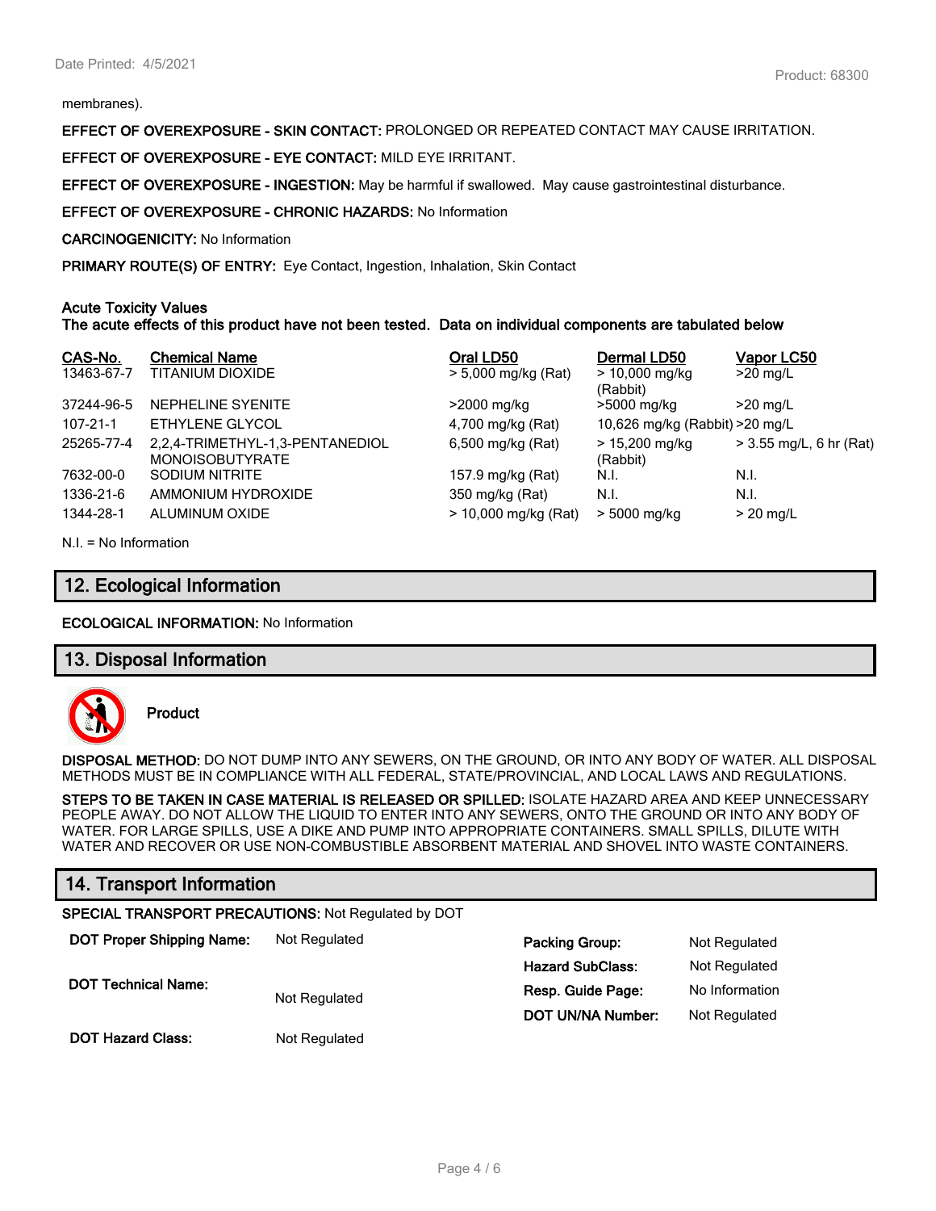membranes).

**EFFECT OF OVEREXPOSURE - SKIN CONTACT:** PROLONGED OR REPEATED CONTACT MAY CAUSE IRRITATION.

**EFFECT OF OVEREXPOSURE - EYE CONTACT:** MILD EYE IRRITANT.

**EFFECT OF OVEREXPOSURE - INGESTION:** May be harmful if swallowed. May cause gastrointestinal disturbance.

**EFFECT OF OVEREXPOSURE - CHRONIC HAZARDS:** No Information

**CARCINOGENICITY:** No Information

**PRIMARY ROUTE(S) OF ENTRY:** Eye Contact, Ingestion, Inhalation, Skin Contact

**Acute Toxicity Values**
**The acute effects of this product have not been tested. Data on individual components are tabulated below**

| CAS-No. | Chemical Name | Oral LD50 | Dermal LD50 | Vapor LC50 |
|---|---|---|---|---|
| 13463-67-7 | TITANIUM DIOXIDE | > 5,000 mg/kg (Rat) | > 10,000 mg/kg (Rabbit) | >20 mg/L |
| 37244-96-5 | NEPHELINE SYENITE | >2000 mg/kg | >5000 mg/kg | >20 mg/L |
| 107-21-1 | ETHYLENE GLYCOL | 4,700 mg/kg (Rat) | 10,626 mg/kg (Rabbit) | >20 mg/L |
| 25265-77-4 | 2,2,4-TRIMETHYL-1,3-PENTANEDIOL MONOISOBUTYRATE | 6,500 mg/kg (Rat) | > 15,200 mg/kg (Rabbit) | > 3.55 mg/L, 6 hr (Rat) |
| 7632-00-0 | SODIUM NITRITE | 157.9 mg/kg (Rat) | N.I. | N.I. |
| 1336-21-6 | AMMONIUM HYDROXIDE | 350 mg/kg (Rat) | N.I. | N.I. |
| 1344-28-1 | ALUMINUM OXIDE | > 10,000 mg/kg (Rat) | > 5000 mg/kg | > 20 mg/L |

N.I. = No Information

## 12. Ecological Information

**ECOLOGICAL INFORMATION:** No Information

## 13. Disposal Information

**Product**

**DISPOSAL METHOD:** DO NOT DUMP INTO ANY SEWERS, ON THE GROUND, OR INTO ANY BODY OF WATER. ALL DISPOSAL METHODS MUST BE IN COMPLIANCE WITH ALL FEDERAL, STATE/PROVINCIAL, AND LOCAL LAWS AND REGULATIONS.

**STEPS TO BE TAKEN IN CASE MATERIAL IS RELEASED OR SPILLED:** ISOLATE HAZARD AREA AND KEEP UNNECESSARY PEOPLE AWAY. DO NOT ALLOW THE LIQUID TO ENTER INTO ANY SEWERS, ONTO THE GROUND OR INTO ANY BODY OF WATER. FOR LARGE SPILLS, USE A DIKE AND PUMP INTO APPROPRIATE CONTAINERS. SMALL SPILLS, DILUTE WITH WATER AND RECOVER OR USE NON-COMBUSTIBLE ABSORBENT MATERIAL AND SHOVEL INTO WASTE CONTAINERS.

## 14. Transport Information

**SPECIAL TRANSPORT PRECAUTIONS:** Not Regulated by DOT

| | | | |
|---|---|---|---|
| **DOT Proper Shipping Name:** | Not Regulated | **Packing Group:** | Not Regulated |
| | | **Hazard SubClass:** | Not Regulated |
| **DOT Technical Name:** | Not Regulated | **Resp. Guide Page:** | No Information |
| | | **DOT UN/NA Number:** | Not Regulated |
| **DOT Hazard Class:** | Not Regulated | | |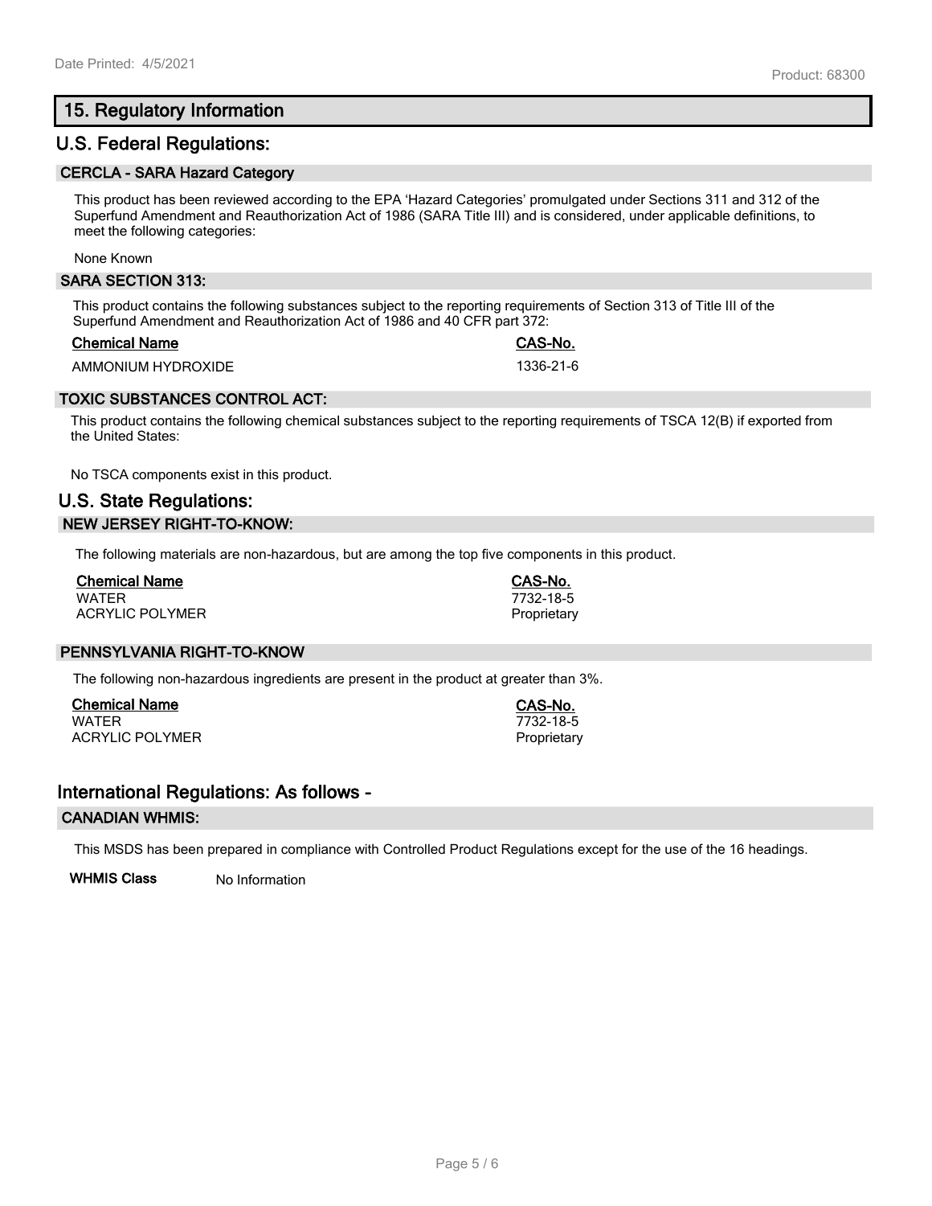## 15. Regulatory Information

### U.S. Federal Regulations:

#### CERCLA - SARA Hazard Category

This product has been reviewed according to the EPA 'Hazard Categories' promulgated under Sections 311 and 312 of the Superfund Amendment and Reauthorization Act of 1986 (SARA Title III) and is considered, under applicable definitions, to meet the following categories:

None Known

#### SARA SECTION 313:

This product contains the following substances subject to the reporting requirements of Section 313 of Title III of the Superfund Amendment and Reauthorization Act of 1986 and 40 CFR part 372:

| Chemical Name | CAS-No. |
| --- | --- |
| AMMONIUM HYDROXIDE | 1336-21-6 |

#### TOXIC SUBSTANCES CONTROL ACT:

This product contains the following chemical substances subject to the reporting requirements of TSCA 12(B) if exported from the United States:

No TSCA components exist in this product.

### U.S. State Regulations:

#### NEW JERSEY RIGHT-TO-KNOW:

The following materials are non-hazardous, but are among the top five components in this product.

| Chemical Name | CAS-No. |
| --- | --- |
| WATER | 7732-18-5 |
| ACRYLIC POLYMER | Proprietary |

#### PENNSYLVANIA RIGHT-TO-KNOW

The following non-hazardous ingredients are present in the product at greater than 3%.

| Chemical Name | CAS-No. |
| --- | --- |
| WATER | 7732-18-5 |
| ACRYLIC POLYMER | Proprietary |

### International Regulations: As follows -

#### CANADIAN WHMIS:

This MSDS has been prepared in compliance with Controlled Product Regulations except for the use of the 16 headings.

**WHMIS Class** No Information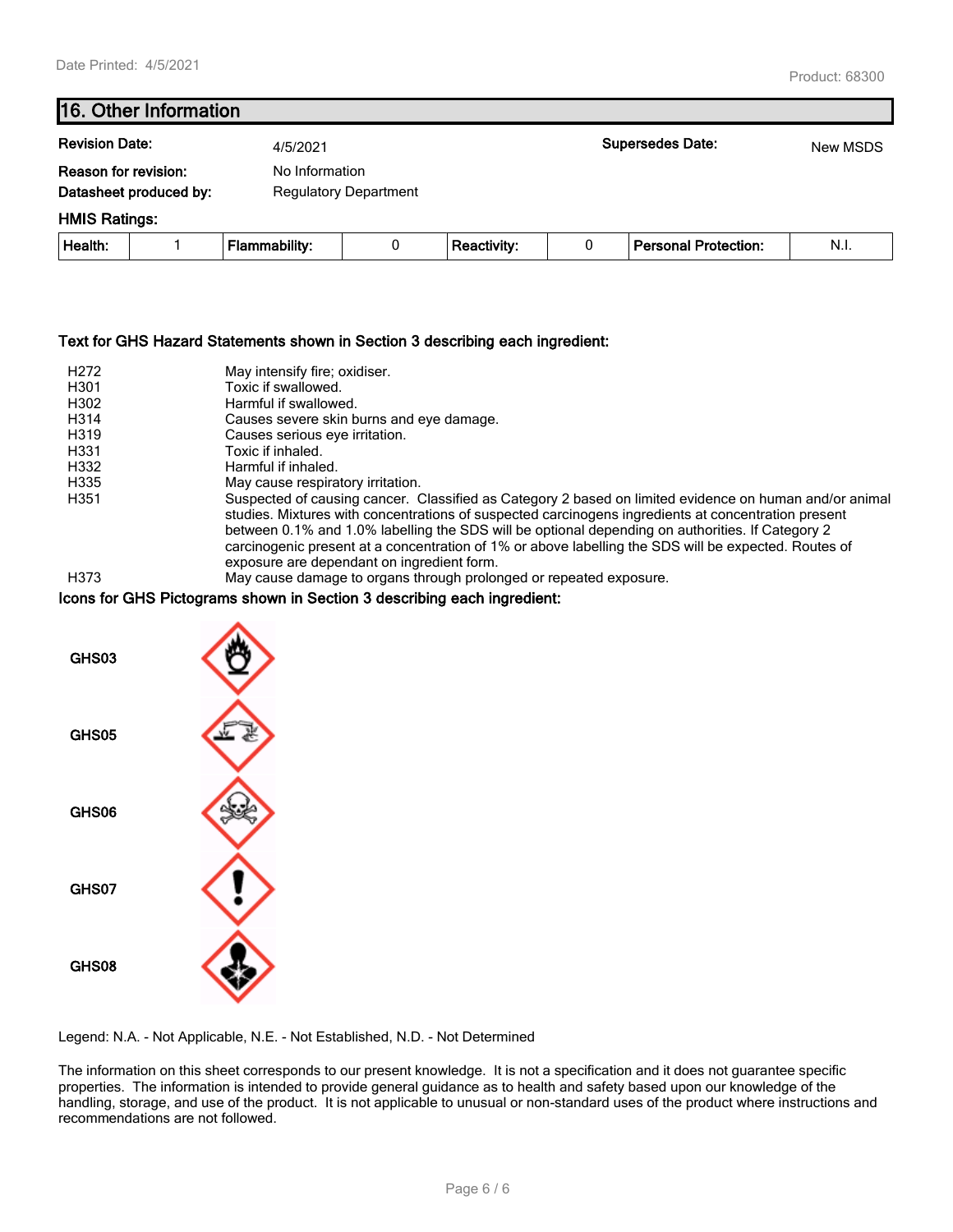## 16. Other Information

| | | | |
|---|---|---|---|
| **Revision Date:** | 4/5/2021 | **Supersedes Date:** | New MSDS |
| **Reason for revision:** | No Information | | |
| **Datasheet produced by:** | Regulatory Department | | |

**HMIS Ratings:**

| | | | | | | | |
|---|---|---|---|---|---|---|---|
| **Health:** | 1 | **Flammability:** | 0 | **Reactivity:** | 0 | **Personal Protection:** | N.I. |

**Text for GHS Hazard Statements shown in Section 3 describing each ingredient:**

| | |
|---|---|
| H272 | May intensify fire; oxidiser. |
| H301 | Toxic if swallowed. |
| H302 | Harmful if swallowed. |
| H314 | Causes severe skin burns and eye damage. |
| H319 | Causes serious eye irritation. |
| H331 | Toxic if inhaled. |
| H332 | Harmful if inhaled. |
| H335 | May cause respiratory irritation. |
| H351 | Suspected of causing cancer. Classified as Category 2 based on limited evidence on human and/or animal studies. Mixtures with concentrations of suspected carcinogens ingredients at concentration present between 0.1% and 1.0% labelling the SDS will be optional depending on authorities. If Category 2 carcinogenic present at a concentration of 1% or above labelling the SDS will be expected. Routes of exposure are dependant on ingredient form. |
| H373 | May cause damage to organs through prolonged or repeated exposure. |

**Icons for GHS Pictograms shown in Section 3 describing each ingredient:**

GHS03

GHS05

GHS06

GHS07

GHS08

Legend: N.A. - Not Applicable, N.E. - Not Established, N.D. - Not Determined

The information on this sheet corresponds to our present knowledge. It is not a specification and it does not guarantee specific properties. The information is intended to provide general guidance as to health and safety based upon our knowledge of the handling, storage, and use of the product. It is not applicable to unusual or non-standard uses of the product where instructions and recommendations are not followed.